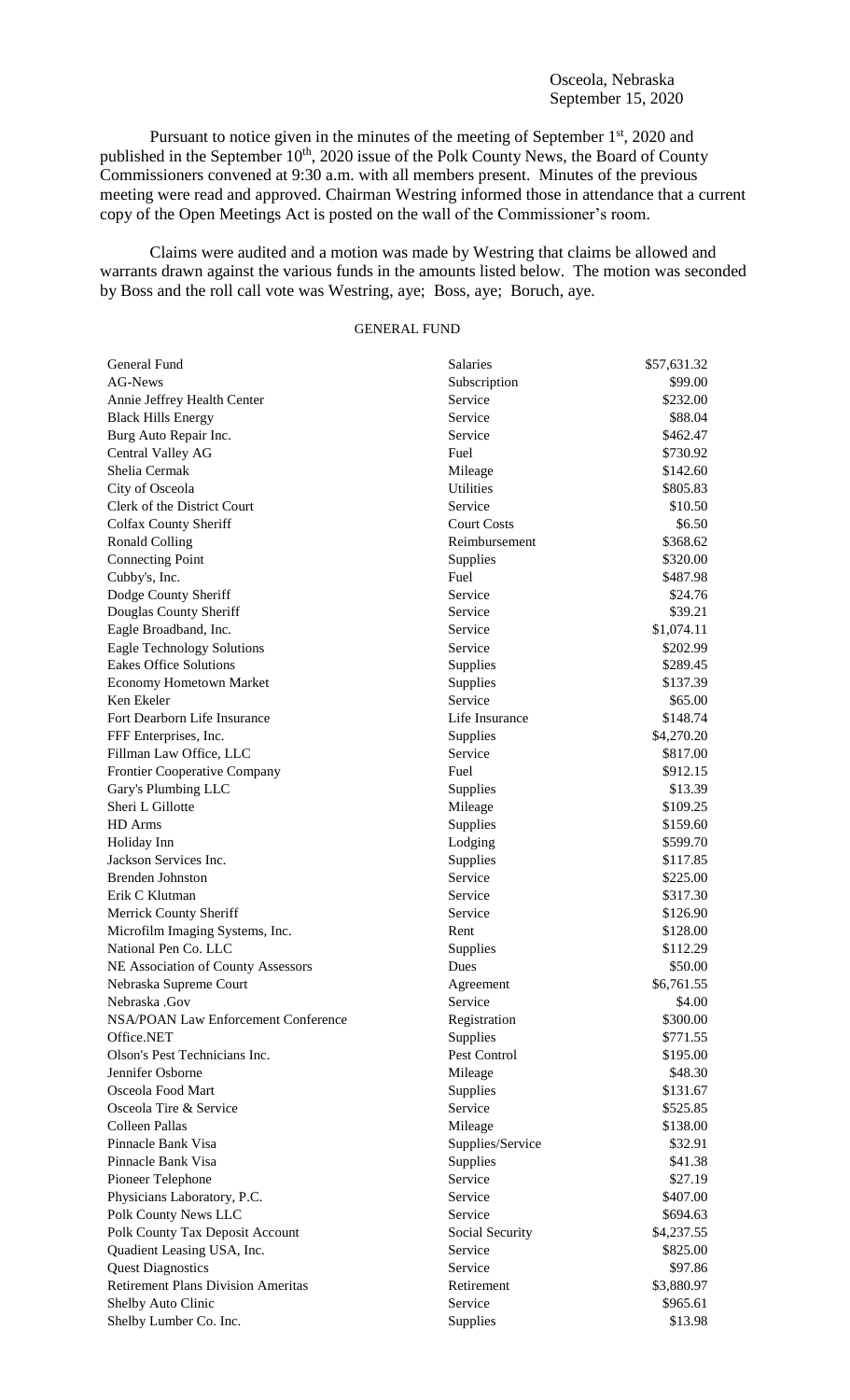Osceola, Nebraska
September 15, 2020

Pursuant to notice given in the minutes of the meeting of September 1st, 2020 and published in the September 10th, 2020 issue of the Polk County News, the Board of County Commissioners convened at 9:30 a.m. with all members present. Minutes of the previous meeting were read and approved. Chairman Westring informed those in attendance that a current copy of the Open Meetings Act is posted on the wall of the Commissioner's room.

Claims were audited and a motion was made by Westring that claims be allowed and warrants drawn against the various funds in the amounts listed below. The motion was seconded by Boss and the roll call vote was Westring, aye; Boss, aye; Boruch, aye.

GENERAL FUND

| | | |
|---|---|---|
| General Fund | Salaries | $57,631.32 |
| AG-News | Subscription | $99.00 |
| Annie Jeffrey Health Center | Service | $232.00 |
| Black Hills Energy | Service | $88.04 |
| Burg Auto Repair Inc. | Service | $462.47 |
| Central Valley AG | Fuel | $730.92 |
| Shelia Cermak | Mileage | $142.60 |
| City of Osceola | Utilities | $805.83 |
| Clerk of the District Court | Service | $10.50 |
| Colfax County Sheriff | Court Costs | $6.50 |
| Ronald Colling | Reimbursement | $368.62 |
| Connecting Point | Supplies | $320.00 |
| Cubby's, Inc. | Fuel | $487.98 |
| Dodge County Sheriff | Service | $24.76 |
| Douglas County Sheriff | Service | $39.21 |
| Eagle Broadband, Inc. | Service | $1,074.11 |
| Eagle Technology Solutions | Service | $202.99 |
| Eakes Office Solutions | Supplies | $289.45 |
| Economy Hometown Market | Supplies | $137.39 |
| Ken Ekeler | Service | $65.00 |
| Fort Dearborn Life Insurance | Life Insurance | $148.74 |
| FFF Enterprises, Inc. | Supplies | $4,270.20 |
| Fillman Law Office, LLC | Service | $817.00 |
| Frontier Cooperative Company | Fuel | $912.15 |
| Gary's Plumbing LLC | Supplies | $13.39 |
| Sheri L Gillotte | Mileage | $109.25 |
| HD Arms | Supplies | $159.60 |
| Holiday Inn | Lodging | $599.70 |
| Jackson Services Inc. | Supplies | $117.85 |
| Brenden Johnston | Service | $225.00 |
| Erik C Klutman | Service | $317.30 |
| Merrick County Sheriff | Service | $126.90 |
| Microfilm Imaging Systems, Inc. | Rent | $128.00 |
| National Pen Co. LLC | Supplies | $112.29 |
| NE Association of County Assessors | Dues | $50.00 |
| Nebraska Supreme Court | Agreement | $6,761.55 |
| Nebraska .Gov | Service | $4.00 |
| NSA/POAN Law Enforcement Conference | Registration | $300.00 |
| Office.NET | Supplies | $771.55 |
| Olson's Pest Technicians Inc. | Pest Control | $195.00 |
| Jennifer Osborne | Mileage | $48.30 |
| Osceola Food Mart | Supplies | $131.67 |
| Osceola Tire & Service | Service | $525.85 |
| Colleen Pallas | Mileage | $138.00 |
| Pinnacle Bank Visa | Supplies/Service | $32.91 |
| Pinnacle Bank Visa | Supplies | $41.38 |
| Pioneer Telephone | Service | $27.19 |
| Physicians Laboratory, P.C. | Service | $407.00 |
| Polk County News LLC | Service | $694.63 |
| Polk County Tax Deposit Account | Social Security | $4,237.55 |
| Quadient Leasing USA, Inc. | Service | $825.00 |
| Quest Diagnostics | Service | $97.86 |
| Retirement Plans Division Ameritas | Retirement | $3,880.97 |
| Shelby Auto Clinic | Service | $965.61 |
| Shelby Lumber Co. Inc. | Supplies | $13.98 |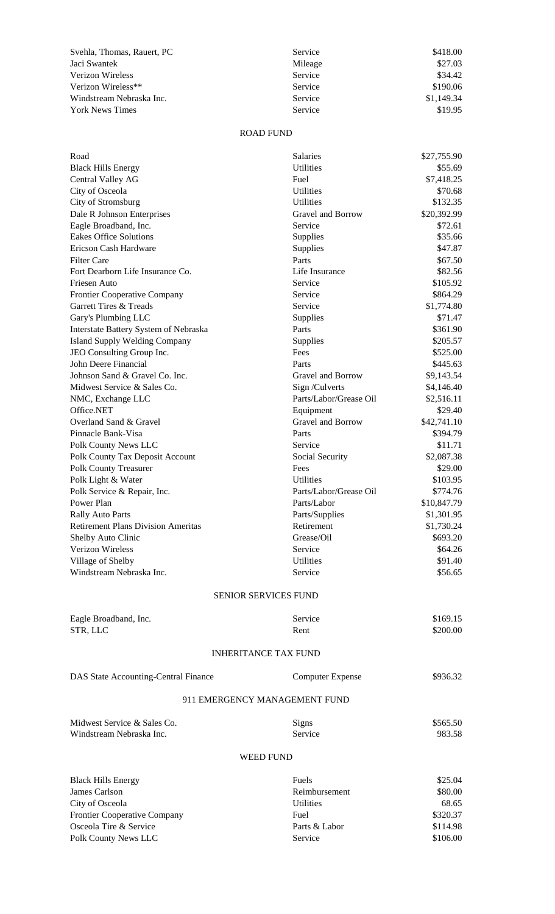| | | |
|---|---|---|
| Svehla, Thomas, Rauert, PC | Service | $418.00 |
| Jaci Swantek | Mileage | $27.03 |
| Verizon Wireless | Service | $34.42 |
| Verizon Wireless** | Service | $190.06 |
| Windstream Nebraska Inc. | Service | $1,149.34 |
| York News Times | Service | $19.95 |

## ROAD FUND

| | | |
|---|---|---|
| Road | Salaries | $27,755.90 |
| Black Hills Energy | Utilities | $55.69 |
| Central Valley AG | Fuel | $7,418.25 |
| City of Osceola | Utilities | $70.68 |
| City of Stromsburg | Utilities | $132.35 |
| Dale R Johnson Enterprises | Gravel and Borrow | $20,392.99 |
| Eagle Broadband, Inc. | Service | $72.61 |
| Eakes Office Solutions | Supplies | $35.66 |
| Ericson Cash Hardware | Supplies | $47.87 |
| Filter Care | Parts | $67.50 |
| Fort Dearborn Life Insurance Co. | Life Insurance | $82.56 |
| Friesen Auto | Service | $105.92 |
| Frontier Cooperative Company | Service | $864.29 |
| Garrett Tires & Treads | Service | $1,774.80 |
| Gary's Plumbing LLC | Supplies | $71.47 |
| Interstate Battery System of Nebraska | Parts | $361.90 |
| Island Supply Welding Company | Supplies | $205.57 |
| JEO Consulting Group Inc. | Fees | $525.00 |
| John Deere Financial | Parts | $445.63 |
| Johnson Sand & Gravel Co. Inc. | Gravel and Borrow | $9,143.54 |
| Midwest Service & Sales Co. | Sign /Culverts | $4,146.40 |
| NMC, Exchange LLC | Parts/Labor/Grease Oil | $2,516.11 |
| Office.NET | Equipment | $29.40 |
| Overland Sand & Gravel | Gravel and Borrow | $42,741.10 |
| Pinnacle Bank-Visa | Parts | $394.79 |
| Polk County News LLC | Service | $11.71 |
| Polk County Tax Deposit Account | Social Security | $2,087.38 |
| Polk County Treasurer | Fees | $29.00 |
| Polk Light & Water | Utilities | $103.95 |
| Polk Service & Repair, Inc. | Parts/Labor/Grease Oil | $774.76 |
| Power Plan | Parts/Labor | $10,847.79 |
| Rally Auto Parts | Parts/Supplies | $1,301.95 |
| Retirement Plans Division Ameritas | Retirement | $1,730.24 |
| Shelby Auto Clinic | Grease/Oil | $693.20 |
| Verizon Wireless | Service | $64.26 |
| Village of Shelby | Utilities | $91.40 |
| Windstream Nebraska Inc. | Service | $56.65 |

## SENIOR SERVICES FUND

| | | |
|---|---|---|
| Eagle Broadband, Inc. | Service | $169.15 |
| STR, LLC | Rent | $200.00 |

## INHERITANCE TAX FUND

| | | |
|---|---|---|
| DAS State Accounting-Central Finance | Computer Expense | $936.32 |

## 911 EMERGENCY MANAGEMENT FUND

| | | |
|---|---|---|
| Midwest Service & Sales Co. | Signs | $565.50 |
| Windstream Nebraska Inc. | Service | 983.58 |

## WEED FUND

| | | |
|---|---|---|
| Black Hills Energy | Fuels | $25.04 |
| James Carlson | Reimbursement | $80.00 |
| City of Osceola | Utilities | 68.65 |
| Frontier Cooperative Company | Fuel | $320.37 |
| Osceola Tire & Service | Parts & Labor | $114.98 |
| Polk County News LLC | Service | $106.00 |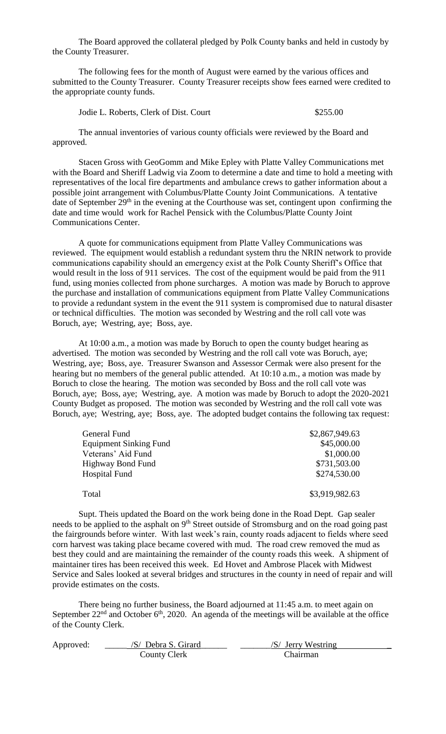The Board approved the collateral pledged by Polk County banks and held in custody by the County Treasurer.

The following fees for the month of August were earned by the various offices and submitted to the County Treasurer. County Treasurer receipts show fees earned were credited to the appropriate county funds.

| | |
|---|---|
| Jodie L. Roberts, Clerk of Dist. Court | $255.00 |

The annual inventories of various county officials were reviewed by the Board and approved.

Stacen Gross with GeoGomm and Mike Epley with Platte Valley Communications met with the Board and Sheriff Ladwig via Zoom to determine a date and time to hold a meeting with representatives of the local fire departments and ambulance crews to gather information about a possible joint arrangement with Columbus/Platte County Joint Communications. A tentative date of September 29th in the evening at the Courthouse was set, contingent upon confirming the date and time would work for Rachel Pensick with the Columbus/Platte County Joint Communications Center.

A quote for communications equipment from Platte Valley Communications was reviewed. The equipment would establish a redundant system thru the NRIN network to provide communications capability should an emergency exist at the Polk County Sheriff's Office that would result in the loss of 911 services. The cost of the equipment would be paid from the 911 fund, using monies collected from phone surcharges. A motion was made by Boruch to approve the purchase and installation of communications equipment from Platte Valley Communications to provide a redundant system in the event the 911 system is compromised due to natural disaster or technical difficulties. The motion was seconded by Westring and the roll call vote was Boruch, aye; Westring, aye; Boss, aye.

At 10:00 a.m., a motion was made by Boruch to open the county budget hearing as advertised. The motion was seconded by Westring and the roll call vote was Boruch, aye; Westring, aye; Boss, aye. Treasurer Swanson and Assessor Cermak were also present for the hearing but no members of the general public attended. At 10:10 a.m., a motion was made by Boruch to close the hearing. The motion was seconded by Boss and the roll call vote was Boruch, aye; Boss, aye; Westring, aye. A motion was made by Boruch to adopt the 2020-2021 County Budget as proposed. The motion was seconded by Westring and the roll call vote was Boruch, aye; Westring, aye; Boss, aye. The adopted budget contains the following tax request:

| | |
|---|---|
| General Fund | $2,867,949.63 |
| Equipment Sinking Fund | $45,000.00 |
| Veterans' Aid Fund | $1,000.00 |
| Highway Bond Fund | $731,503.00 |
| Hospital Fund | $274,530.00 |
| Total | $3,919,982.63 |

Supt. Theis updated the Board on the work being done in the Road Dept. Gap sealer needs to be applied to the asphalt on 9th Street outside of Stromsburg and on the road going past the fairgrounds before winter. With last week's rain, county roads adjacent to fields where seed corn harvest was taking place became covered with mud. The road crew removed the mud as best they could and are maintaining the remainder of the county roads this week. A shipment of maintainer tires has been received this week. Ed Hovet and Ambrose Placek with Midwest Service and Sales looked at several bridges and structures in the county in need of repair and will provide estimates on the costs.

There being no further business, the Board adjourned at 11:45 a.m. to meet again on September 22nd and October 6th, 2020. An agenda of the meetings will be available at the office of the County Clerk.

Approved: /S/ Debra S. Girard — County Clerk

/S/ Jerry Westring — Chairman